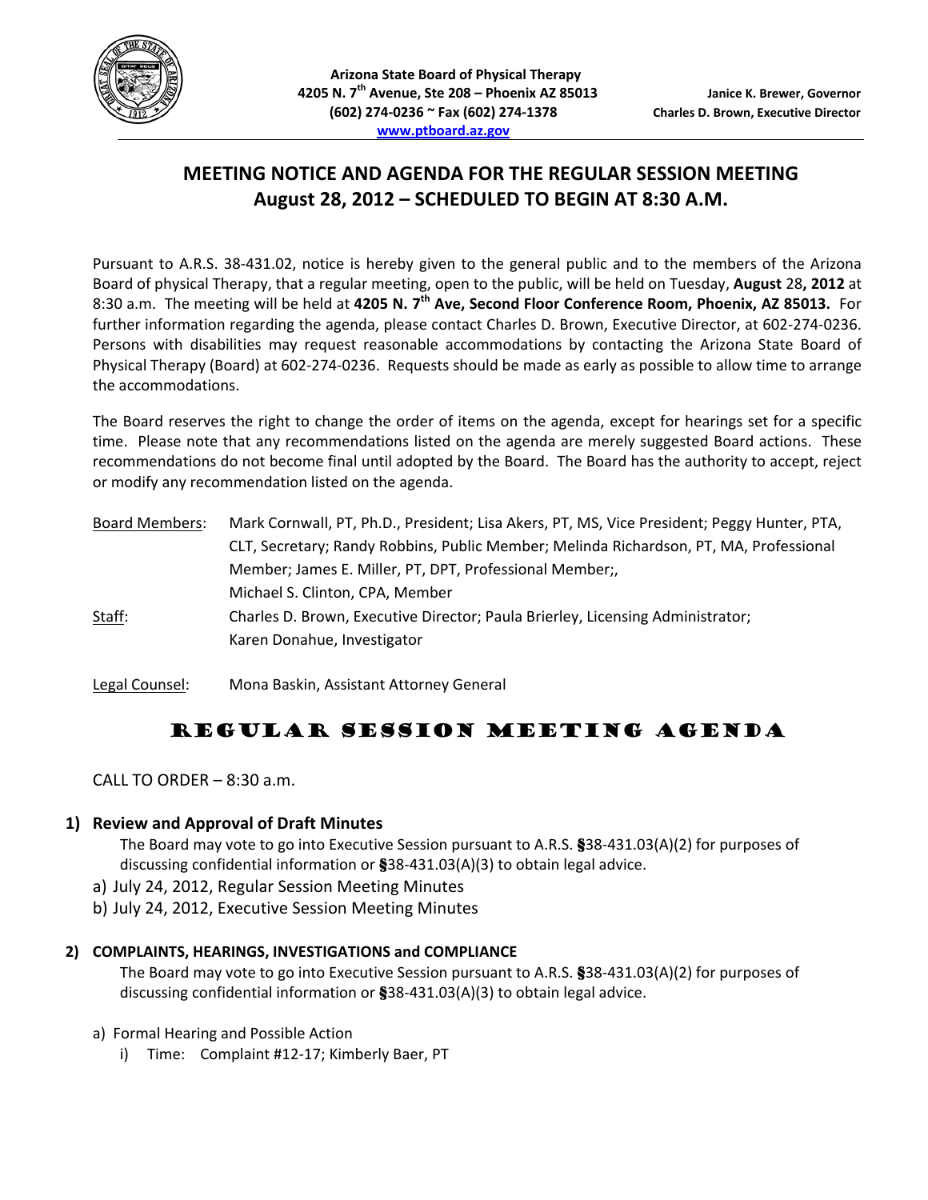**Arizona State Board of Physical Therapy**
**4205 N. 7th Avenue, Ste 208 – Phoenix AZ 85013**
**(602) 274-0236 ~ Fax (602) 274-1378**
**www.ptboard.az.gov**

**Janice K. Brewer, Governor**
**Charles D. Brown, Executive Director**

# MEETING NOTICE AND AGENDA FOR THE REGULAR SESSION MEETING
# August 28, 2012 – SCHEDULED TO BEGIN AT 8:30 A.M.

Pursuant to A.R.S. 38-431.02, notice is hereby given to the general public and to the members of the Arizona Board of physical Therapy, that a regular meeting, open to the public, will be held on Tuesday, **August** 28**, 2012** at 8:30 a.m. The meeting will be held at **4205 N. 7th Ave, Second Floor Conference Room, Phoenix, AZ 85013.** For further information regarding the agenda, please contact Charles D. Brown, Executive Director, at 602-274-0236. Persons with disabilities may request reasonable accommodations by contacting the Arizona State Board of Physical Therapy (Board) at 602-274-0236. Requests should be made as early as possible to allow time to arrange the accommodations.

The Board reserves the right to change the order of items on the agenda, except for hearings set for a specific time. Please note that any recommendations listed on the agenda are merely suggested Board actions. These recommendations do not become final until adopted by the Board. The Board has the authority to accept, reject or modify any recommendation listed on the agenda.

Board Members: Mark Cornwall, PT, Ph.D., President; Lisa Akers, PT, MS, Vice President; Peggy Hunter, PTA, CLT, Secretary; Randy Robbins, Public Member; Melinda Richardson, PT, MA, Professional Member; James E. Miller, PT, DPT, Professional Member;, Michael S. Clinton, CPA, Member

Staff: Charles D. Brown, Executive Director; Paula Brierley, Licensing Administrator; Karen Donahue, Investigator

Legal Counsel: Mona Baskin, Assistant Attorney General

## REGULAR SESSION MEETING AGENDA

CALL TO ORDER – 8:30 a.m.

### 1) Review and Approval of Draft Minutes

The Board may vote to go into Executive Session pursuant to A.R.S. §38-431.03(A)(2) for purposes of discussing confidential information or §38-431.03(A)(3) to obtain legal advice.

a) July 24, 2012, Regular Session Meeting Minutes
b) July 24, 2012, Executive Session Meeting Minutes

### 2) COMPLAINTS, HEARINGS, INVESTIGATIONS and COMPLIANCE

The Board may vote to go into Executive Session pursuant to A.R.S. §38-431.03(A)(2) for purposes of discussing confidential information or §38-431.03(A)(3) to obtain legal advice.

a) Formal Hearing and Possible Action
   i) Time: Complaint #12-17; Kimberly Baer, PT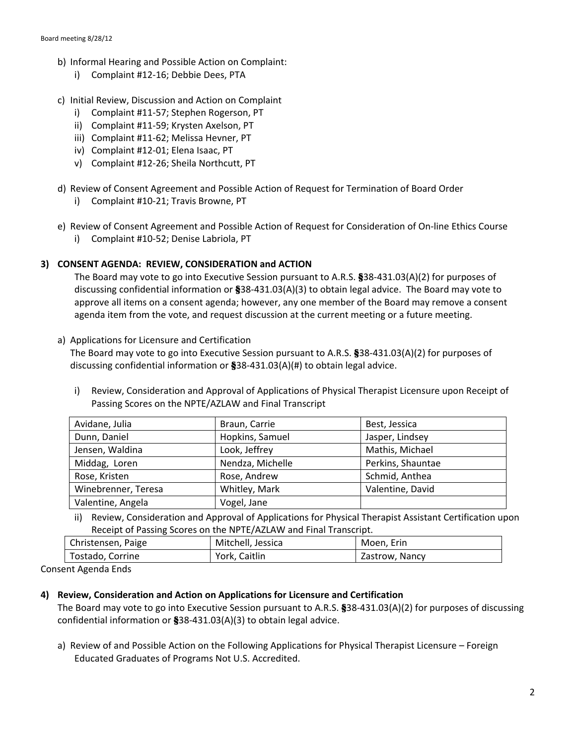b) Informal Hearing and Possible Action on Complaint:
   i) Complaint #12-16; Debbie Dees, PTA

c) Initial Review, Discussion and Action on Complaint
   i) Complaint #11-57; Stephen Rogerson, PT
   ii) Complaint #11-59; Krysten Axelson, PT
   iii) Complaint #11-62; Melissa Hevner, PT
   iv) Complaint #12-01; Elena Isaac, PT
   v) Complaint #12-26; Sheila Northcutt, PT

d) Review of Consent Agreement and Possible Action of Request for Termination of Board Order
   i) Complaint #10-21; Travis Browne, PT

e) Review of Consent Agreement and Possible Action of Request for Consideration of On-line Ethics Course
   i) Complaint #10-52; Denise Labriola, PT

**3) CONSENT AGENDA: REVIEW, CONSIDERATION and ACTION**

The Board may vote to go into Executive Session pursuant to A.R.S. §38-431.03(A)(2) for purposes of discussing confidential information or §38-431.03(A)(3) to obtain legal advice. The Board may vote to approve all items on a consent agenda; however, any one member of the Board may remove a consent agenda item from the vote, and request discussion at the current meeting or a future meeting.

a) Applications for Licensure and Certification

The Board may vote to go into Executive Session pursuant to A.R.S. §38-431.03(A)(2) for purposes of discussing confidential information or §38-431.03(A)(#) to obtain legal advice.

i) Review, Consideration and Approval of Applications of Physical Therapist Licensure upon Receipt of Passing Scores on the NPTE/AZLAW and Final Transcript

| | | |
|---|---|---|
| Avidane, Julia | Braun, Carrie | Best, Jessica |
| Dunn, Daniel | Hopkins, Samuel | Jasper, Lindsey |
| Jensen, Waldina | Look, Jeffrey | Mathis, Michael |
| Middag, Loren | Nendza, Michelle | Perkins, Shauntae |
| Rose, Kristen | Rose, Andrew | Schmid, Anthea |
| Winebrenner, Teresa | Whitley, Mark | Valentine, David |
| Valentine, Angela | Vogel, Jane | |

ii) Review, Consideration and Approval of Applications for Physical Therapist Assistant Certification upon Receipt of Passing Scores on the NPTE/AZLAW and Final Transcript.

| | | |
|---|---|---|
| Christensen, Paige | Mitchell, Jessica | Moen, Erin |
| Tostado, Corrine | York, Caitlin | Zastrow, Nancy |

Consent Agenda Ends

**4) Review, Consideration and Action on Applications for Licensure and Certification**

The Board may vote to go into Executive Session pursuant to A.R.S. §38-431.03(A)(2) for purposes of discussing confidential information or §38-431.03(A)(3) to obtain legal advice.

a) Review of and Possible Action on the Following Applications for Physical Therapist Licensure – Foreign Educated Graduates of Programs Not U.S. Accredited.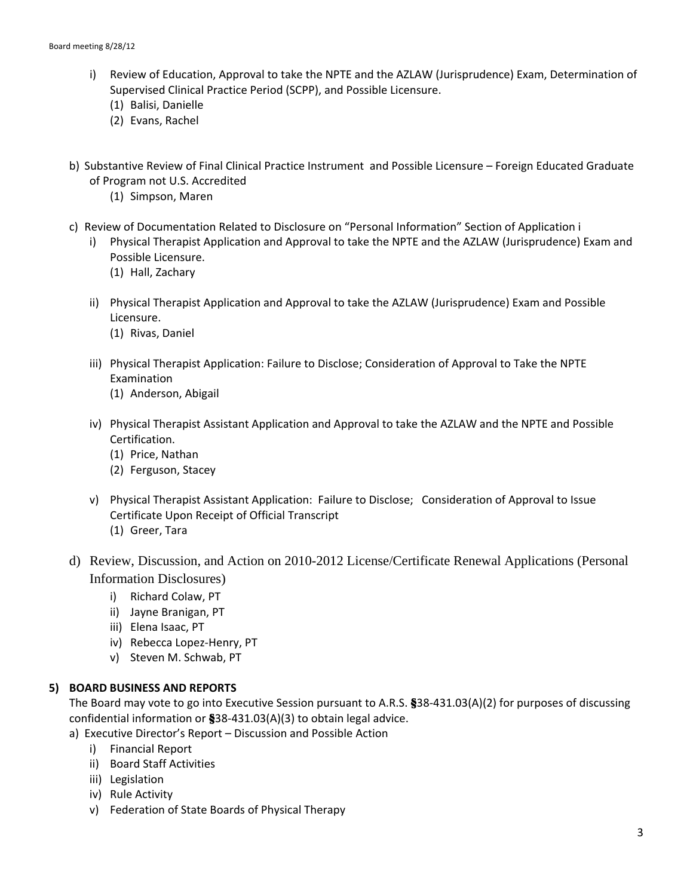- i) Review of Education, Approval to take the NPTE and the AZLAW (Jurisprudence) Exam, Determination of Supervised Clinical Practice Period (SCPP), and Possible Licensure.
    - (1) Balisi, Danielle
    - (2) Evans, Rachel

- b) Substantive Review of Final Clinical Practice Instrument and Possible Licensure – Foreign Educated Graduate of Program not U.S. Accredited
    - (1) Simpson, Maren

- c) Review of Documentation Related to Disclosure on "Personal Information" Section of Application i
    - i) Physical Therapist Application and Approval to take the NPTE and the AZLAW (Jurisprudence) Exam and Possible Licensure.
        - (1) Hall, Zachary
    - ii) Physical Therapist Application and Approval to take the AZLAW (Jurisprudence) Exam and Possible Licensure.
        - (1) Rivas, Daniel
    - iii) Physical Therapist Application: Failure to Disclose; Consideration of Approval to Take the NPTE Examination
        - (1) Anderson, Abigail
    - iv) Physical Therapist Assistant Application and Approval to take the AZLAW and the NPTE and Possible Certification.
        - (1) Price, Nathan
        - (2) Ferguson, Stacey
    - v) Physical Therapist Assistant Application: Failure to Disclose; Consideration of Approval to Issue Certificate Upon Receipt of Official Transcript
        - (1) Greer, Tara

- d) Review, Discussion, and Action on 2010-2012 License/Certificate Renewal Applications (Personal Information Disclosures)
    - i) Richard Colaw, PT
    - ii) Jayne Branigan, PT
    - iii) Elena Isaac, PT
    - iv) Rebecca Lopez-Henry, PT
    - v) Steven M. Schwab, PT

**5) BOARD BUSINESS AND REPORTS**

The Board may vote to go into Executive Session pursuant to A.R.S. §38-431.03(A)(2) for purposes of discussing confidential information or §38-431.03(A)(3) to obtain legal advice.

- a) Executive Director's Report – Discussion and Possible Action
    - i) Financial Report
    - ii) Board Staff Activities
    - iii) Legislation
    - iv) Rule Activity
    - v) Federation of State Boards of Physical Therapy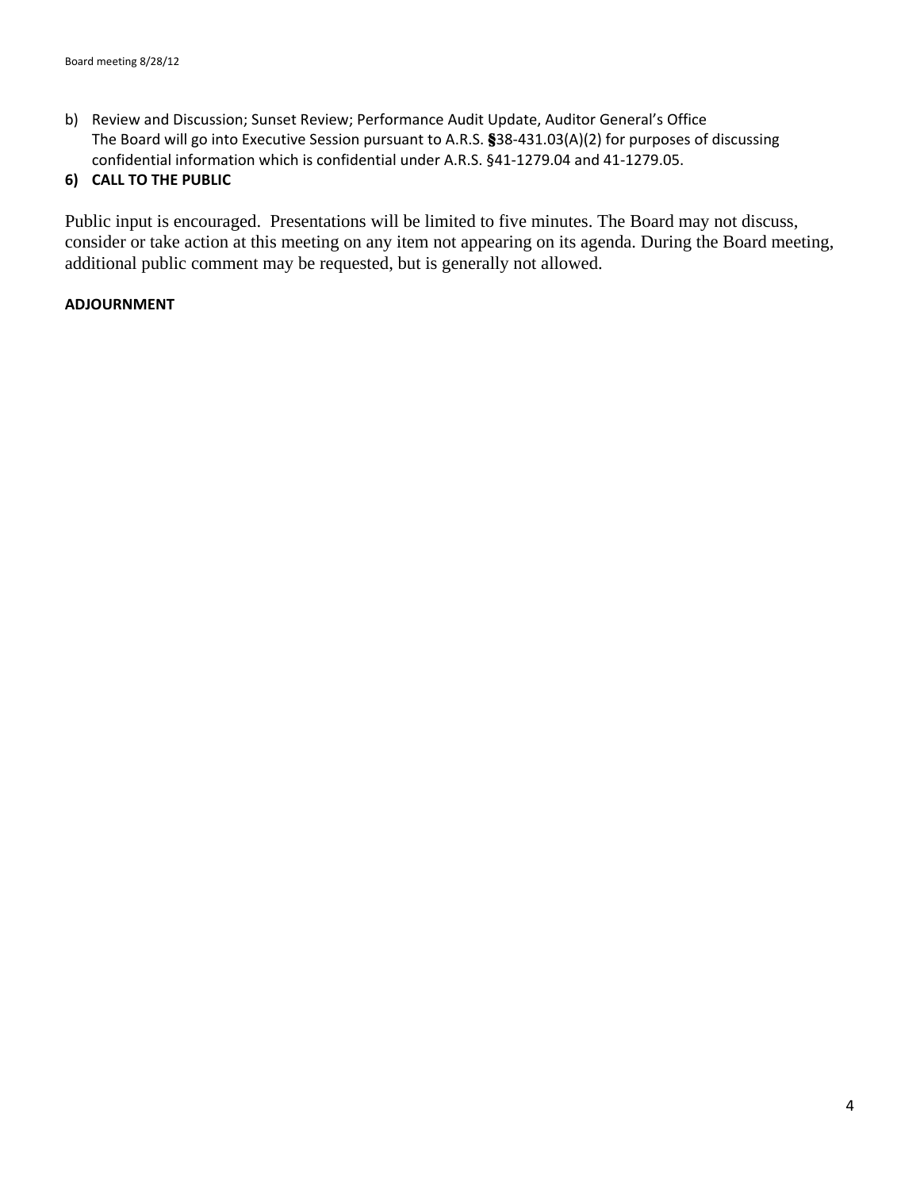b) Review and Discussion; Sunset Review; Performance Audit Update, Auditor General's Office
   The Board will go into Executive Session pursuant to A.R.S. §38-431.03(A)(2) for purposes of discussing confidential information which is confidential under A.R.S. §41-1279.04 and 41-1279.05.

**6) CALL TO THE PUBLIC**

Public input is encouraged. Presentations will be limited to five minutes. The Board may not discuss, consider or take action at this meeting on any item not appearing on its agenda. During the Board meeting, additional public comment may be requested, but is generally not allowed.

**ADJOURNMENT**